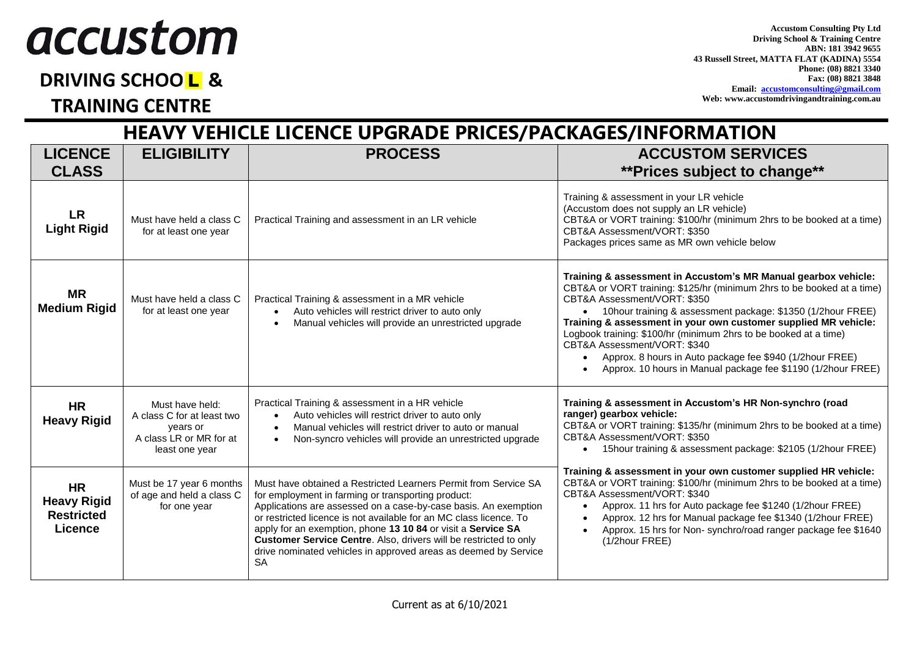# accustom

**DRIVING SCHOOL & TRAINING CENTRE**

**Accustom Consulting Pty Ltd**
**Driving School & Training Centre**
**ABN: 181 3942 9655**
**43 Russell Street, MATTA FLAT (KADINA) 5554**
**Phone: (08) 8821 3340**
**Fax: (08) 8821 3848**
**Email: accustomconsulting@gmail.com**
**Web: www.accustomdrivingandtraining.com.au**

## HEAVY VEHICLE LICENCE UPGRADE PRICES/PACKAGES/INFORMATION

| LICENCE CLASS | ELIGIBILITY | PROCESS | ACCUSTOM SERVICES **Prices subject to change** |
|---|---|---|---|
| **LR Light Rigid** | Must have held a class C for at least one year | Practical Training and assessment in an LR vehicle | Training & assessment in your LR vehicle<br>(Accustom does not supply an LR vehicle)<br>CBT&A or VORT training: $100/hr (minimum 2hrs to be booked at a time)<br>CBT&A Assessment/VORT: $350<br>Packages prices same as MR own vehicle below |
| **MR Medium Rigid** | Must have held a class C for at least one year | Practical Training & assessment in a MR vehicle<br>• Auto vehicles will restrict driver to auto only<br>• Manual vehicles will provide an unrestricted upgrade | **Training & assessment in Accustom's MR Manual gearbox vehicle:**<br>CBT&A or VORT training: $125/hr (minimum 2hrs to be booked at a time)<br>CBT&A Assessment/VORT: $350<br>• 10hour training & assessment package: $1350 (1/2hour FREE)<br>**Training & assessment in your own customer supplied MR vehicle:**<br>Logbook training: $100/hr (minimum 2hrs to be booked at a time)<br>CBT&A Assessment/VORT: $340<br>• Approx. 8 hours in Auto package fee $940 (1/2hour FREE)<br>• Approx. 10 hours in Manual package fee $1190 (1/2hour FREE) |
| **HR Heavy Rigid** | Must have held:<br>A class C for at least two years or<br>A class LR or MR for at least one year | Practical Training & assessment in a HR vehicle<br>• Auto vehicles will restrict driver to auto only<br>• Manual vehicles will restrict driver to auto or manual<br>• Non-syncro vehicles will provide an unrestricted upgrade | **Training & assessment in Accustom's HR Non-synchro (road ranger) gearbox vehicle:**<br>CBT&A or VORT training: $135/hr (minimum 2hrs to be booked at a time)<br>CBT&A Assessment/VORT: $350<br>• 15hour training & assessment package: $2105 (1/2hour FREE)<br><br>**Training & assessment in your own customer supplied HR vehicle:**<br>CBT&A or VORT training: $100/hr (minimum 2hrs to be booked at a time)<br>CBT&A Assessment/VORT: $340<br>• Approx. 11 hrs for Auto package fee $1240 (1/2hour FREE)<br>• Approx. 12 hrs for Manual package fee $1340 (1/2hour FREE)<br>• Approx. 15 hrs for Non- synchro/road ranger package fee $1640 (1/2hour FREE) |
| **HR Heavy Rigid Restricted Licence** | Must be 17 year 6 months of age and held a class C for one year | Must have obtained a Restricted Learners Permit from Service SA for employment in farming or transporting product:<br>Applications are assessed on a case-by-case basis. An exemption or restricted licence is not available for an MC class licence. To apply for an exemption, phone **13 10 84** or visit a **Service SA Customer Service Centre**. Also, drivers will be restricted to only drive nominated vehicles in approved areas as deemed by Service SA | |

Current as at 6/10/2021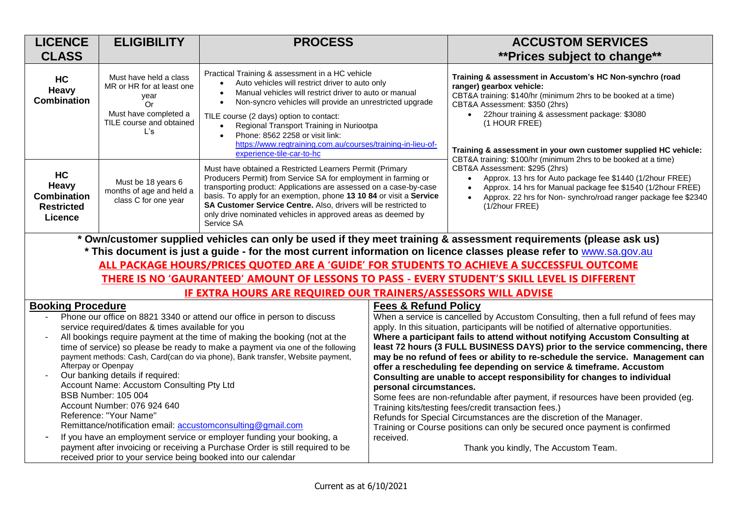| LICENCE CLASS | ELIGIBILITY | PROCESS | ACCUSTOM SERVICES **Prices subject to change** |
|---|---|---|---|
| **HC Heavy Combination** | Must have held a class MR or HR for at least one year Or Must have completed a TILE course and obtained L's | Practical Training & assessment in a HC vehicle<br>• Auto vehicles will restrict driver to auto only<br>• Manual vehicles will restrict driver to auto or manual<br>• Non-syncro vehicles will provide an unrestricted upgrade<br>TILE course (2 days) option to contact:<br>• Regional Transport Training in Nuriootpa<br>• Phone: 8562 2258 or visit link: https://www.regtraining.com.au/courses/training-in-lieu-of-experience-tile-car-to-hc | **Training & assessment in Accustom's HC Non-synchro (road ranger) gearbox vehicle:**<br>CBT&A training: $140/hr (minimum 2hrs to be booked at a time)<br>CBT&A Assessment: $350 (2hrs)<br>• 22hour training & assessment package: $3080 (1 HOUR FREE)<br>**Training & assessment in your own customer supplied HC vehicle:**<br>CBT&A training: $100/hr (minimum 2hrs to be booked at a time)<br>CBT&A Assessment: $295 (2hrs)<br>• Approx. 13 hrs for Auto package fee $1440 (1/2hour FREE)<br>• Approx. 14 hrs for Manual package fee $1540 (1/2hour FREE)<br>• Approx. 22 hrs for Non- synchro/road ranger package fee $2340 (1/2hour FREE) |
| **HC Heavy Combination Restricted Licence** | Must be 18 years 6 months of age and held a class C for one year | Must have obtained a Restricted Learners Permit (Primary Producers Permit) from Service SA for employment in farming or transporting product: Applications are assessed on a case-by-case basis. To apply for an exemption, phone **13 10 84** or visit a **Service SA Customer Service Centre.** Also, drivers will be restricted to only drive nominated vehicles in approved areas as deemed by Service SA | |

**\* Own/customer supplied vehicles can only be used if they meet training & assessment requirements (please ask us)**

**\* This document is just a guide - for the most current information on licence classes please refer to www.sa.gov.au**

**ALL PACKAGE HOURS/PRICES QUOTED ARE A 'GUIDE' FOR STUDENTS TO ACHIEVE A SUCCESSFUL OUTCOME**

**THERE IS NO 'GAURANTEED' AMOUNT OF LESSONS TO PASS - EVERY STUDENT'S SKILL LEVEL IS DIFFERENT**

**IF EXTRA HOURS ARE REQUIRED OUR TRAINERS/ASSESSORS WILL ADVISE**

## Booking Procedure

- Phone our office on 8821 3340 or attend our office in person to discuss service required/dates & times available for you
- All bookings require payment at the time of making the booking (not at the time of service) so please be ready to make a payment via one of the following payment methods: Cash, Card(can do via phone), Bank transfer, Website payment, Afterpay or Openpay
- Our banking details if required:
  Account Name: Accustom Consulting Pty Ltd
  BSB Number: 105 004
  Account Number: 076 924 640
  Reference: "Your Name"
  Remittance/notification email: accustomconsulting@gmail.com
- If you have an employment service or employer funding your booking, a payment after invoicing or receiving a Purchase Order is still required to be received prior to your service being booked into our calendar

## Fees & Refund Policy

When a service is cancelled by Accustom Consulting, then a full refund of fees may apply. In this situation, participants will be notified of alternative opportunities. **Where a participant fails to attend without notifying Accustom Consulting at least 72 hours (3 FULL BUSINESS DAYS) prior to the service commencing, there may be no refund of fees or ability to re-schedule the service. Management can offer a rescheduling fee depending on service & timeframe. Accustom Consulting are unable to accept responsibility for changes to individual personal circumstances.**

Some fees are non-refundable after payment, if resources have been provided (eg. Training kits/testing fees/credit transaction fees.)

Refunds for Special Circumstances are the discretion of the Manager.

Training or Course positions can only be secured once payment is confirmed received.

Thank you kindly, The Accustom Team.

Current as at 6/10/2021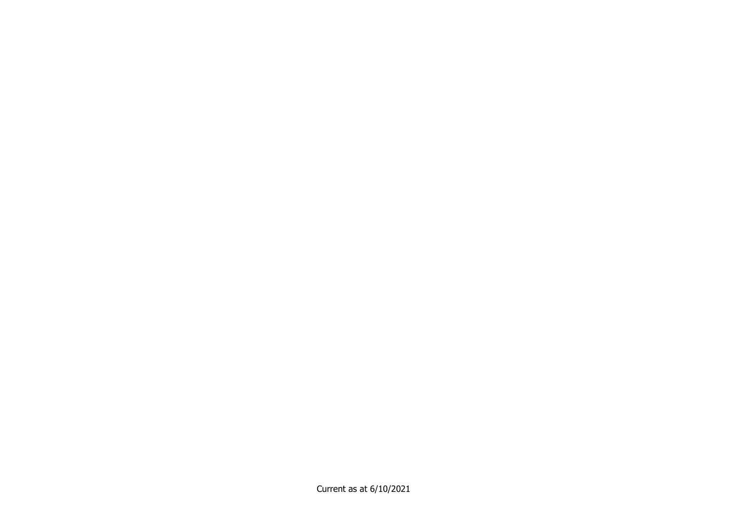Current as at 6/10/2021